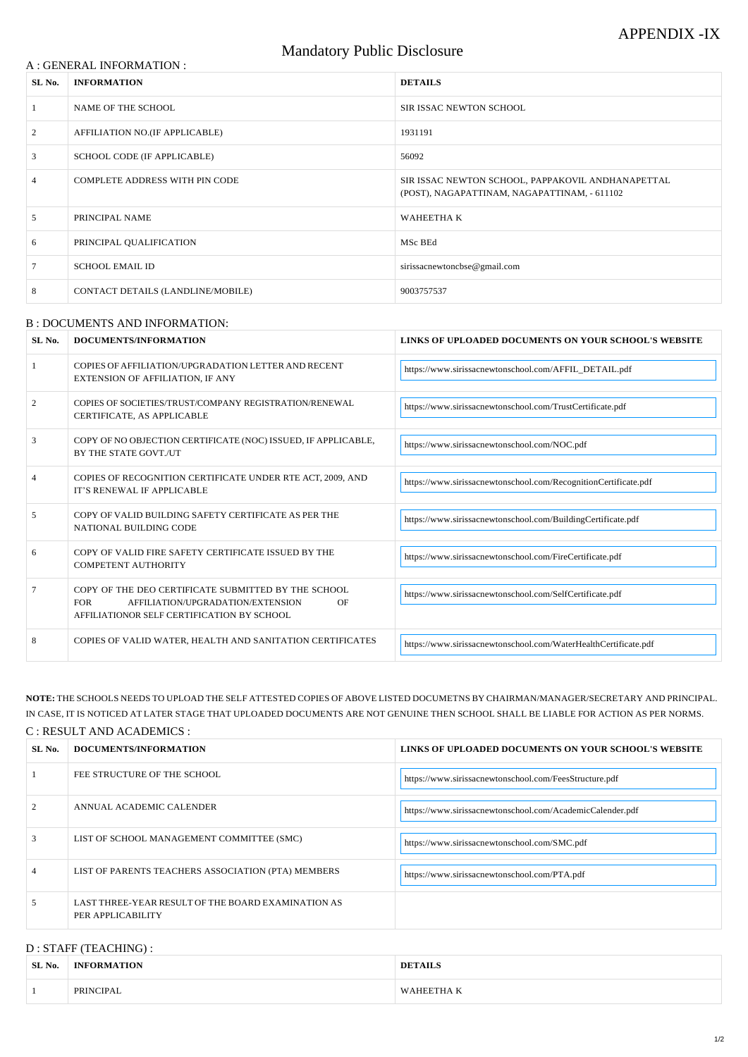APPENDIX -IX

# Mandatory Public Disclosure

## A : GENERAL INFORMATION :

| SL No. | INFORMATION | DETAILS |
|---|---|---|
| 1 | NAME OF THE SCHOOL | SIR ISSAC NEWTON SCHOOL |
| 2 | AFFILIATION NO.(IF APPLICABLE) | 1931191 |
| 3 | SCHOOL CODE (IF APPLICABLE) | 56092 |
| 4 | COMPLETE ADDRESS WITH PIN CODE | SIR ISSAC NEWTON SCHOOL, PAPPAKOVIL ANDHANAPETTAL (POST), NAGAPATTINAM, NAGAPATTINAM, - 611102 |
| 5 | PRINCIPAL NAME | WAHEETHA K |
| 6 | PRINCIPAL QUALIFICATION | MSc BEd |
| 7 | SCHOOL EMAIL ID | sirissacnewtoncbse@gmail.com |
| 8 | CONTACT DETAILS (LANDLINE/MOBILE) | 9003757537 |

## B : DOCUMENTS AND INFORMATION:

| SL No. | DOCUMENTS/INFORMATION | LINKS OF UPLOADED DOCUMENTS ON YOUR SCHOOL'S WEBSITE |
|---|---|---|
| 1 | COPIES OF AFFILIATION/UPGRADATION LETTER AND RECENT EXTENSION OF AFFILIATION, IF ANY | https://www.sirissacnewtonschool.com/AFFIL_DETAIL.pdf |
| 2 | COPIES OF SOCIETIES/TRUST/COMPANY REGISTRATION/RENEWAL CERTIFICATE, AS APPLICABLE | https://www.sirissacnewtonschool.com/TrustCertificate.pdf |
| 3 | COPY OF NO OBJECTION CERTIFICATE (NOC) ISSUED, IF APPLICABLE, BY THE STATE GOVT./UT | https://www.sirissacnewtonschool.com/NOC.pdf |
| 4 | COPIES OF RECOGNITION CERTIFICATE UNDER RTE ACT, 2009, AND IT'S RENEWAL IF APPLICABLE | https://www.sirissacnewtonschool.com/RecognitionCertificate.pdf |
| 5 | COPY OF VALID BUILDING SAFETY CERTIFICATE AS PER THE NATIONAL BUILDING CODE | https://www.sirissacnewtonschool.com/BuildingCertificate.pdf |
| 6 | COPY OF VALID FIRE SAFETY CERTIFICATE ISSUED BY THE COMPETENT AUTHORITY | https://www.sirissacnewtonschool.com/FireCertificate.pdf |
| 7 | COPY OF THE DEO CERTIFICATE SUBMITTED BY THE SCHOOL FOR AFFILIATION/UPGRADATION/EXTENSION OF AFFILIATIONOR SELF CERTIFICATION BY SCHOOL | https://www.sirissacnewtonschool.com/SelfCertificate.pdf |
| 8 | COPIES OF VALID WATER, HEALTH AND SANITATION CERTIFICATES | https://www.sirissacnewtonschool.com/WaterHealthCertificate.pdf |

**NOTE:** THE SCHOOLS NEEDS TO UPLOAD THE SELF ATTESTED COPIES OF ABOVE LISTED DOCUMETNS BY CHAIRMAN/MANAGER/SECRETARY AND PRINCIPAL. IN CASE, IT IS NOTICED AT LATER STAGE THAT UPLOADED DOCUMENTS ARE NOT GENUINE THEN SCHOOL SHALL BE LIABLE FOR ACTION AS PER NORMS.

## C : RESULT AND ACADEMICS :

| SL No. | DOCUMENTS/INFORMATION | LINKS OF UPLOADED DOCUMENTS ON YOUR SCHOOL'S WEBSITE |
|---|---|---|
| 1 | FEE STRUCTURE OF THE SCHOOL | https://www.sirissacnewtonschool.com/FeesStructure.pdf |
| 2 | ANNUAL ACADEMIC CALENDER | https://www.sirissacnewtonschool.com/AcademicCalender.pdf |
| 3 | LIST OF SCHOOL MANAGEMENT COMMITTEE (SMC) | https://www.sirissacnewtonschool.com/SMC.pdf |
| 4 | LIST OF PARENTS TEACHERS ASSOCIATION (PTA) MEMBERS | https://www.sirissacnewtonschool.com/PTA.pdf |
| 5 | LAST THREE-YEAR RESULT OF THE BOARD EXAMINATION AS PER APPLICABILITY | |

## D : STAFF (TEACHING) :

| SL No. | INFORMATION | DETAILS |
|---|---|---|
| 1 | PRINCIPAL | WAHEETHA K |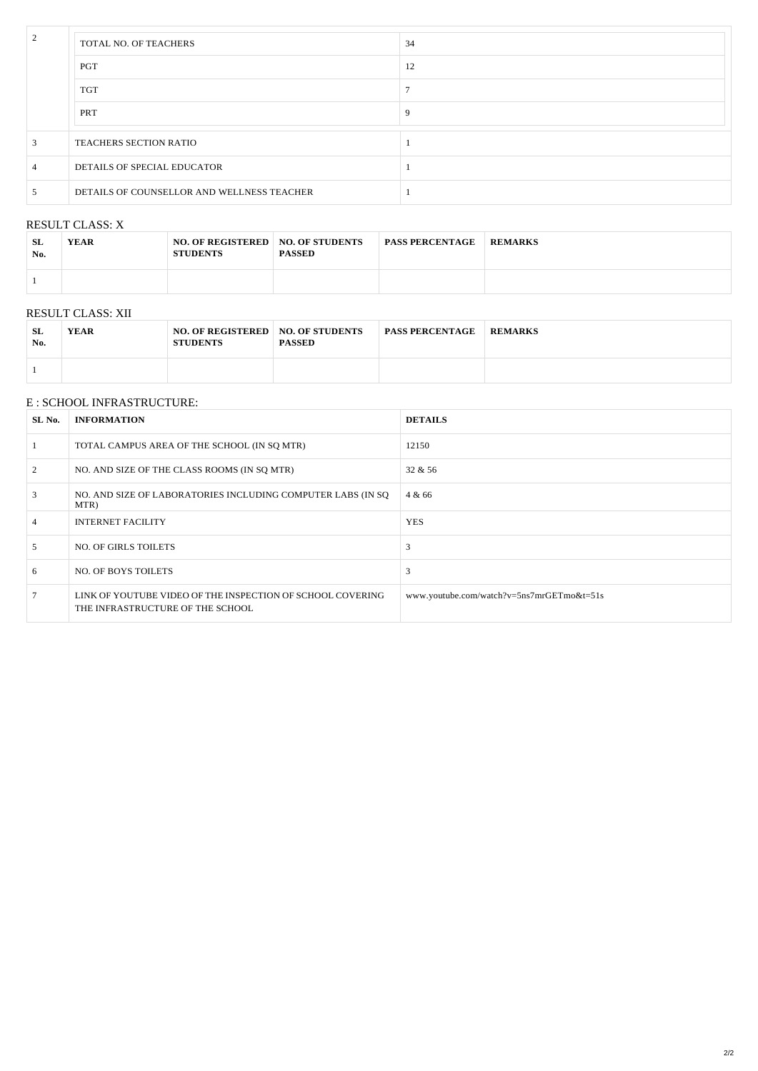| | | |
|---|---|---|
| 2 | TOTAL NO. OF TEACHERS | 34 |
| | PGT | 12 |
| | TGT | 7 |
| | PRT | 9 |
| 3 | TEACHERS SECTION RATIO | 1 |
| 4 | DETAILS OF SPECIAL EDUCATOR | 1 |
| 5 | DETAILS OF COUNSELLOR AND WELLNESS TEACHER | 1 |

RESULT CLASS: X

| SL No. | YEAR | NO. OF REGISTERED STUDENTS | NO. OF STUDENTS PASSED | PASS PERCENTAGE | REMARKS |
|---|---|---|---|---|---|
| 1 | | | | | |

RESULT CLASS: XII

| SL No. | YEAR | NO. OF REGISTERED STUDENTS | NO. OF STUDENTS PASSED | PASS PERCENTAGE | REMARKS |
|---|---|---|---|---|---|
| 1 | | | | | |

E : SCHOOL INFRASTRUCTURE:

| SL No. | INFORMATION | DETAILS |
|---|---|---|
| 1 | TOTAL CAMPUS AREA OF THE SCHOOL (IN SQ MTR) | 12150 |
| 2 | NO. AND SIZE OF THE CLASS ROOMS (IN SQ MTR) | 32 & 56 |
| 3 | NO. AND SIZE OF LABORATORIES INCLUDING COMPUTER LABS (IN SQ MTR) | 4 & 66 |
| 4 | INTERNET FACILITY | YES |
| 5 | NO. OF GIRLS TOILETS | 3 |
| 6 | NO. OF BOYS TOILETS | 3 |
| 7 | LINK OF YOUTUBE VIDEO OF THE INSPECTION OF SCHOOL COVERING THE INFRASTRUCTURE OF THE SCHOOL | www.youtube.com/watch?v=5ns7mrGETmo&t=51s |